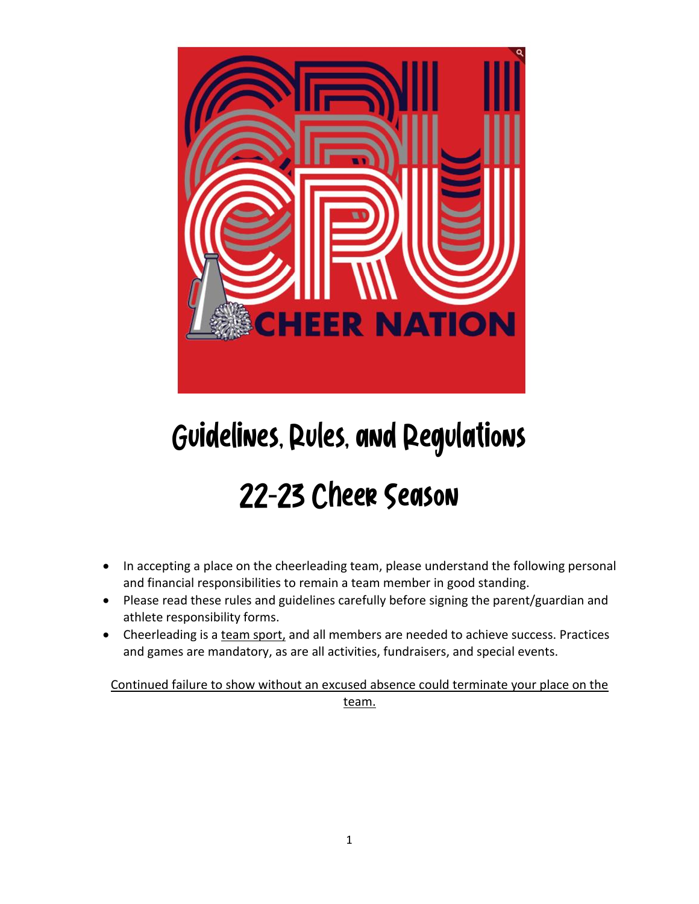# Guidelines, Rules, and Regulations

# 22-23 Cheer Season

- In accepting a place on the cheerleading team, please understand the following personal and financial responsibilities to remain a team member in good standing.
- Please read these rules and guidelines carefully before signing the parent/guardian and athlete responsibility forms.
- Cheerleading is a team sport, and all members are needed to achieve success. Practices and games are mandatory, as are all activities, fundraisers, and special events.

Continued failure to show without an excused absence could terminate your place on the team.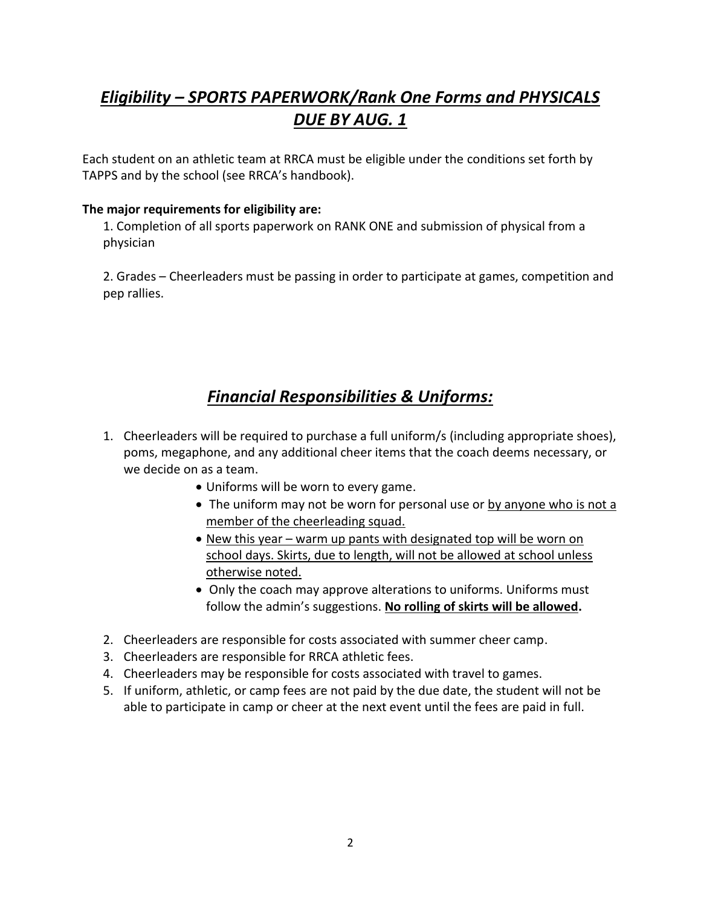## *Eligibility – SPORTS PAPERWORK/Rank One Forms and PHYSICALS DUE BY AUG. 1*

Each student on an athletic team at RRCA must be eligible under the conditions set forth by TAPPS and by the school (see RRCA's handbook).

**The major requirements for eligibility are:**

1. Completion of all sports paperwork on RANK ONE and submission of physical from a physician

2. Grades – Cheerleaders must be passing in order to participate at games, competition and pep rallies.

## *Financial Responsibilities & Uniforms:*

1. Cheerleaders will be required to purchase a full uniform/s (including appropriate shoes), poms, megaphone, and any additional cheer items that the coach deems necessary, or we decide on as a team.
    - Uniforms will be worn to every game.
    - The uniform may not be worn for personal use or <u>by anyone who is not a member of the cheerleading squad.</u>
    - <u>New this year – warm up pants with designated top will be worn on school days. Skirts, due to length, will not be allowed at school unless otherwise noted.</u>
    - Only the coach may approve alterations to uniforms. Uniforms must follow the admin's suggestions. **<u>No rolling of skirts will be allowed</u>.**
2. Cheerleaders are responsible for costs associated with summer cheer camp.
3. Cheerleaders are responsible for RRCA athletic fees.
4. Cheerleaders may be responsible for costs associated with travel to games.
5. If uniform, athletic, or camp fees are not paid by the due date, the student will not be able to participate in camp or cheer at the next event until the fees are paid in full.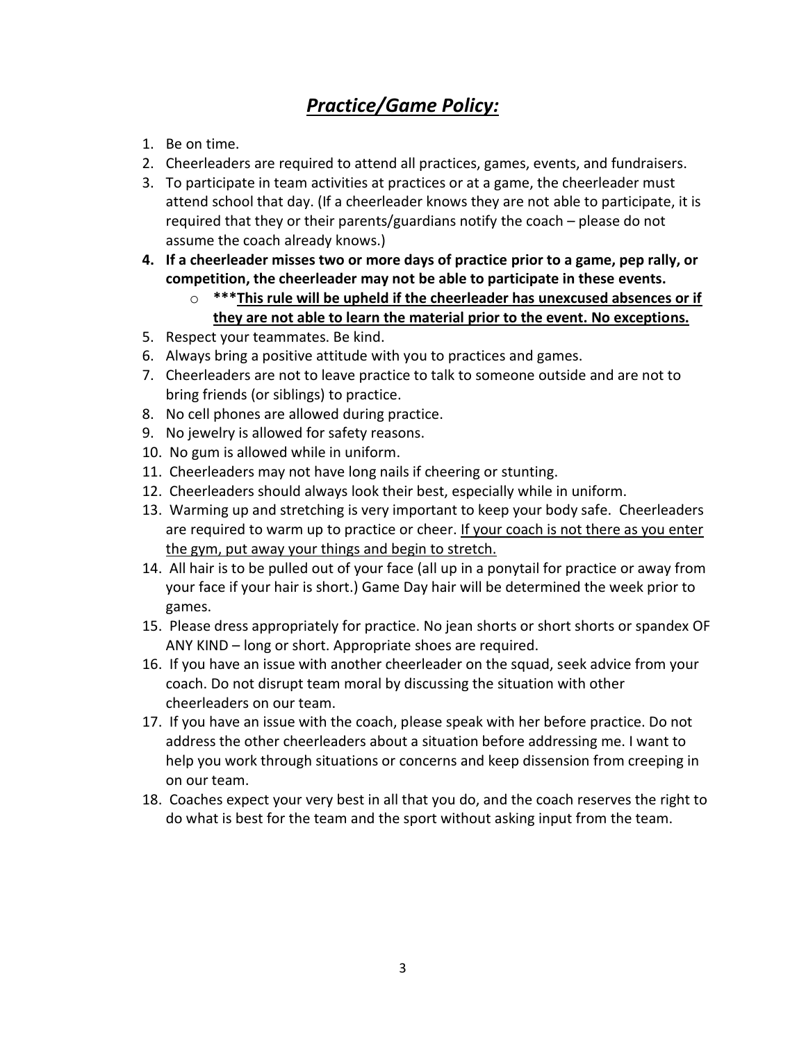# ***<u>Practice/Game Policy:</u>***

1. Be on time.
2. Cheerleaders are required to attend all practices, games, events, and fundraisers.
3. To participate in team activities at practices or at a game, the cheerleader must attend school that day. (If a cheerleader knows they are not able to participate, it is required that they or their parents/guardians notify the coach – please do not assume the coach already knows.)
4. **If a cheerleader misses two or more days of practice prior to a game, pep rally, or competition, the cheerleader may not be able to participate in these events.**
   - **\*\*\*<u>This rule will be upheld if the cheerleader has unexcused absences or if they are not able to learn the material prior to the event. No exceptions.</u>**
5. Respect your teammates. Be kind.
6. Always bring a positive attitude with you to practices and games.
7. Cheerleaders are not to leave practice to talk to someone outside and are not to bring friends (or siblings) to practice.
8. No cell phones are allowed during practice.
9. No jewelry is allowed for safety reasons.
10. No gum is allowed while in uniform.
11. Cheerleaders may not have long nails if cheering or stunting.
12. Cheerleaders should always look their best, especially while in uniform.
13. Warming up and stretching is very important to keep your body safe. Cheerleaders are required to warm up to practice or cheer. <u>If your coach is not there as you enter the gym, put away your things and begin to stretch.</u>
14. All hair is to be pulled out of your face (all up in a ponytail for practice or away from your face if your hair is short.) Game Day hair will be determined the week prior to games.
15. Please dress appropriately for practice. No jean shorts or short shorts or spandex OF ANY KIND – long or short. Appropriate shoes are required.
16. If you have an issue with another cheerleader on the squad, seek advice from your coach. Do not disrupt team moral by discussing the situation with other cheerleaders on our team.
17. If you have an issue with the coach, please speak with her before practice. Do not address the other cheerleaders about a situation before addressing me. I want to help you work through situations or concerns and keep dissension from creeping in on our team.
18. Coaches expect your very best in all that you do, and the coach reserves the right to do what is best for the team and the sport without asking input from the team.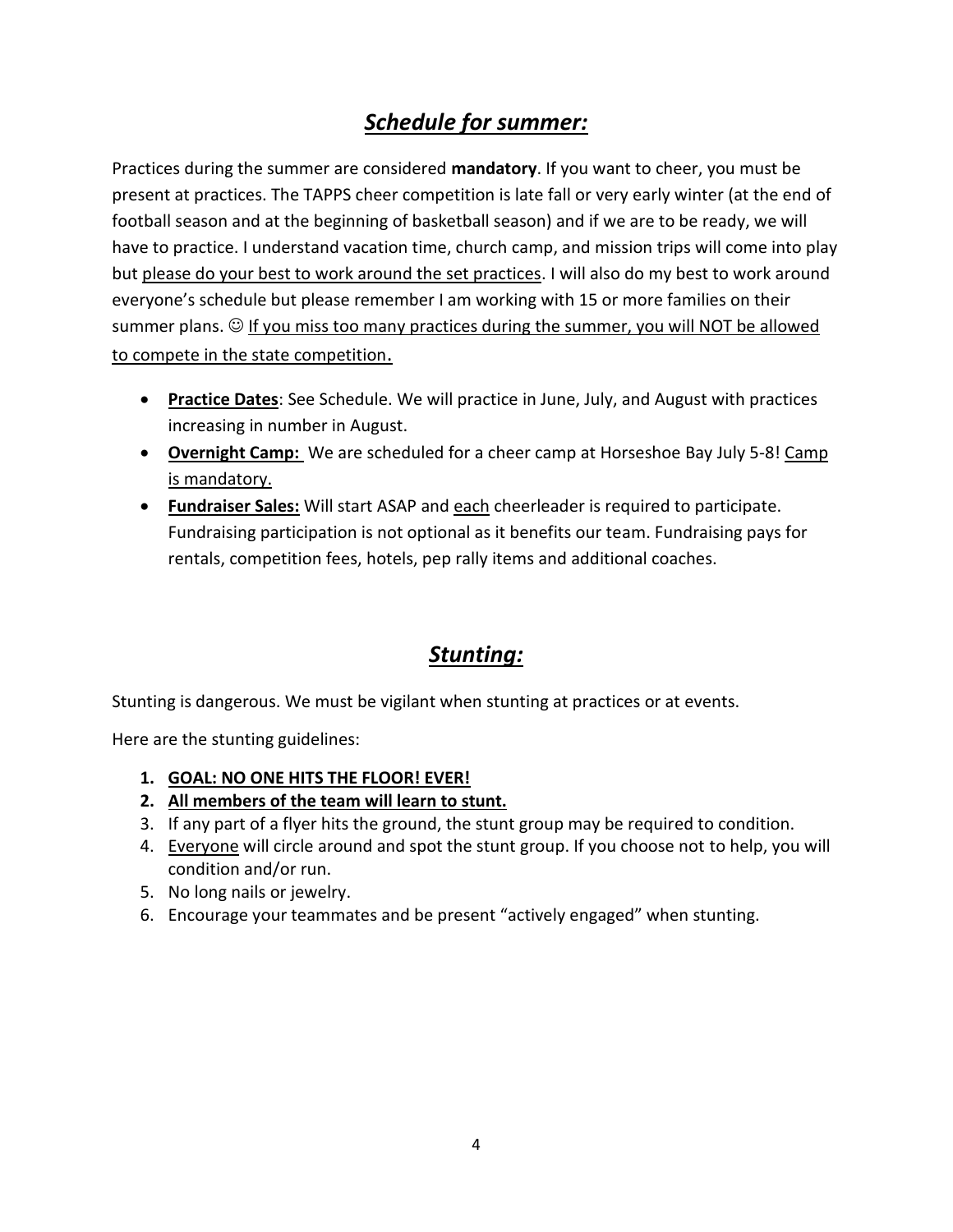## ***Schedule for summer:***

Practices during the summer are considered **mandatory**. If you want to cheer, you must be present at practices. The TAPPS cheer competition is late fall or very early winter (at the end of football season and at the beginning of basketball season) and if we are to be ready, we will have to practice. I understand vacation time, church camp, and mission trips will come into play but <u>please do your best to work around the set practices</u>. I will also do my best to work around everyone's schedule but please remember I am working with 15 or more families on their summer plans. ☺ <u>If you miss too many practices during the summer, you will NOT be allowed to compete in the state competition</u>.

- **<u>Practice Dates</u>**: See Schedule. We will practice in June, July, and August with practices increasing in number in August.
- **<u>Overnight Camp:</u>** We are scheduled for a cheer camp at Horseshoe Bay July 5-8! <u>Camp is mandatory.</u>
- **<u>Fundraiser Sales:</u>** Will start ASAP and <u>each</u> cheerleader is required to participate. Fundraising participation is not optional as it benefits our team. Fundraising pays for rentals, competition fees, hotels, pep rally items and additional coaches.

## ***Stunting:***

Stunting is dangerous. We must be vigilant when stunting at practices or at events.

Here are the stunting guidelines:

1. **<u>GOAL: NO ONE HITS THE FLOOR! EVER!</u>**
2. **<u>All members of the team will learn to stunt.</u>**
3. If any part of a flyer hits the ground, the stunt group may be required to condition.
4. <u>Everyone</u> will circle around and spot the stunt group. If you choose not to help, you will condition and/or run.
5. No long nails or jewelry.
6. Encourage your teammates and be present "actively engaged" when stunting.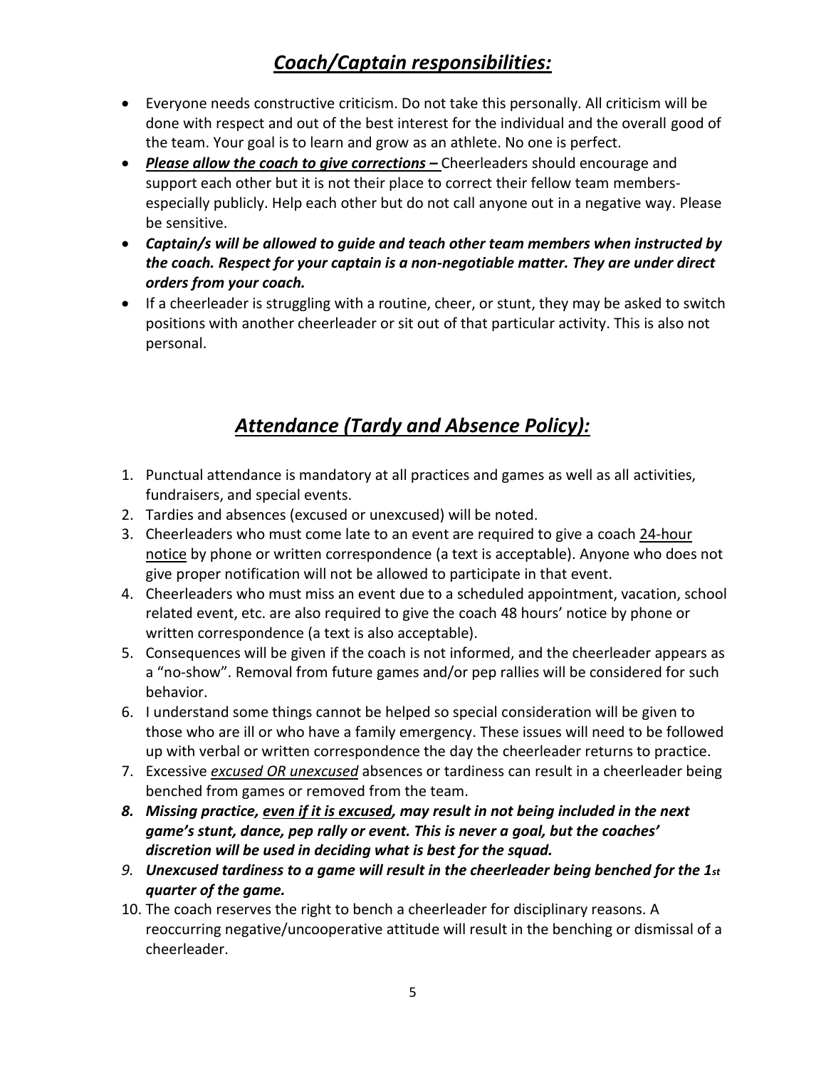## ***Coach/Captain responsibilities:***

- Everyone needs constructive criticism. Do not take this personally. All criticism will be done with respect and out of the best interest for the individual and the overall good of the team. Your goal is to learn and grow as an athlete. No one is perfect.
- ***Please allow the coach to give corrections –*** Cheerleaders should encourage and support each other but it is not their place to correct their fellow team members- especially publicly. Help each other but do not call anyone out in a negative way. Please be sensitive.
- ***Captain/s will be allowed to guide and teach other team members when instructed by the coach. Respect for your captain is a non-negotiable matter. They are under direct orders from your coach.***
- If a cheerleader is struggling with a routine, cheer, or stunt, they may be asked to switch positions with another cheerleader or sit out of that particular activity. This is also not personal.

## ***Attendance (Tardy and Absence Policy):***

1. Punctual attendance is mandatory at all practices and games as well as all activities, fundraisers, and special events.
2. Tardies and absences (excused or unexcused) will be noted.
3. Cheerleaders who must come late to an event are required to give a coach 24-hour notice by phone or written correspondence (a text is acceptable). Anyone who does not give proper notification will not be allowed to participate in that event.
4. Cheerleaders who must miss an event due to a scheduled appointment, vacation, school related event, etc. are also required to give the coach 48 hours' notice by phone or written correspondence (a text is also acceptable).
5. Consequences will be given if the coach is not informed, and the cheerleader appears as a "no-show". Removal from future games and/or pep rallies will be considered for such behavior.
6. I understand some things cannot be helped so special consideration will be given to those who are ill or who have a family emergency. These issues will need to be followed up with verbal or written correspondence the day the cheerleader returns to practice.
7. Excessive *excused OR unexcused* absences or tardiness can result in a cheerleader being benched from games or removed from the team.
8. ***Missing practice, even if it is excused, may result in not being included in the next game's stunt, dance, pep rally or event. This is never a goal, but the coaches' discretion will be used in deciding what is best for the squad.***
9. ***Unexcused tardiness to a game will result in the cheerleader being benched for the 1st quarter of the game.***
10. The coach reserves the right to bench a cheerleader for disciplinary reasons. A reoccurring negative/uncooperative attitude will result in the benching or dismissal of a cheerleader.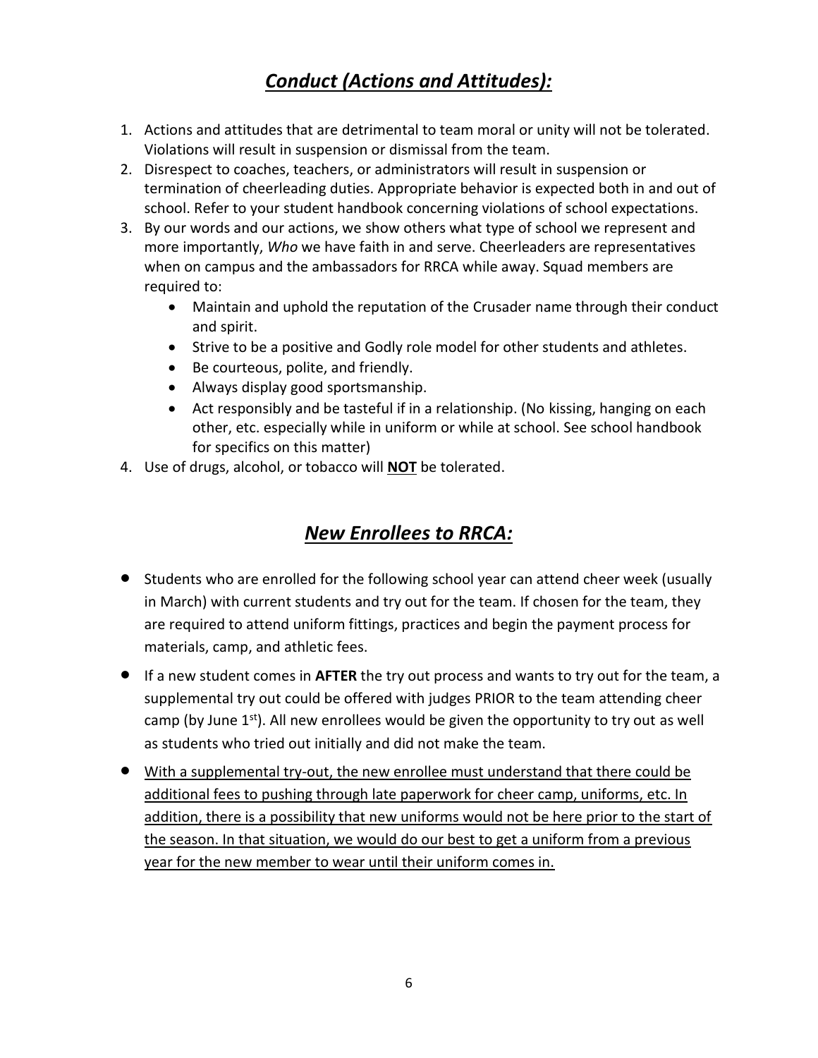## *Conduct (Actions and Attitudes):*

1. Actions and attitudes that are detrimental to team moral or unity will not be tolerated. Violations will result in suspension or dismissal from the team.
2. Disrespect to coaches, teachers, or administrators will result in suspension or termination of cheerleading duties. Appropriate behavior is expected both in and out of school. Refer to your student handbook concerning violations of school expectations.
3. By our words and our actions, we show others what type of school we represent and more importantly, *Who* we have faith in and serve. Cheerleaders are representatives when on campus and the ambassadors for RRCA while away. Squad members are required to:
    - Maintain and uphold the reputation of the Crusader name through their conduct and spirit.
    - Strive to be a positive and Godly role model for other students and athletes.
    - Be courteous, polite, and friendly.
    - Always display good sportsmanship.
    - Act responsibly and be tasteful if in a relationship. (No kissing, hanging on each other, etc. especially while in uniform or while at school. See school handbook for specifics on this matter)
4. Use of drugs, alcohol, or tobacco will <u>**NOT**</u> be tolerated.

## *New Enrollees to RRCA:*

- Students who are enrolled for the following school year can attend cheer week (usually in March) with current students and try out for the team. If chosen for the team, they are required to attend uniform fittings, practices and begin the payment process for materials, camp, and athletic fees.
- If a new student comes in **AFTER** the try out process and wants to try out for the team, a supplemental try out could be offered with judges PRIOR to the team attending cheer camp (by June 1st). All new enrollees would be given the opportunity to try out as well as students who tried out initially and did not make the team.
- <u>With a supplemental try-out, the new enrollee must understand that there could be additional fees to pushing through late paperwork for cheer camp, uniforms, etc. In addition, there is a possibility that new uniforms would not be here prior to the start of the season. In that situation, we would do our best to get a uniform from a previous year for the new member to wear until their uniform comes in.</u>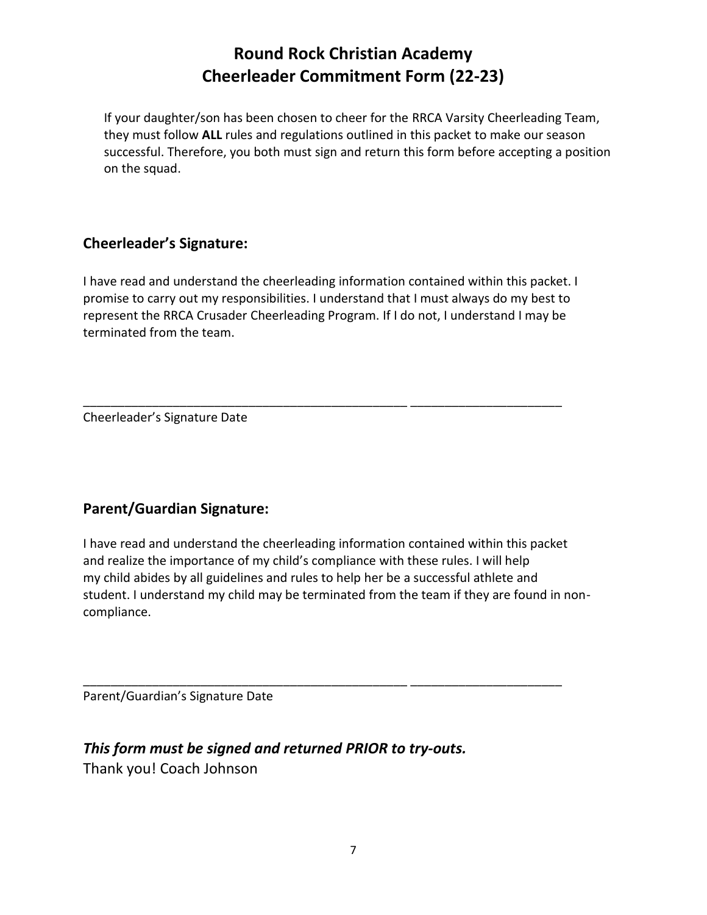# Round Rock Christian Academy
# Cheerleader Commitment Form (22-23)

If your daughter/son has been chosen to cheer for the RRCA Varsity Cheerleading Team, they must follow **ALL** rules and regulations outlined in this packet to make our season successful. Therefore, you both must sign and return this form before accepting a position on the squad.

## Cheerleader's Signature:

I have read and understand the cheerleading information contained within this packet. I promise to carry out my responsibilities. I understand that I must always do my best to represent the RRCA Crusader Cheerleading Program. If I do not, I understand I may be terminated from the team.

_______________________________________________ _____________________

Cheerleader's Signature Date

## Parent/Guardian Signature:

I have read and understand the cheerleading information contained within this packet and realize the importance of my child's compliance with these rules. I will help my child abides by all guidelines and rules to help her be a successful athlete and student. I understand my child may be terminated from the team if they are found in non-compliance.

_______________________________________________ _____________________

Parent/Guardian's Signature Date

***This form must be signed and returned PRIOR to try-outs.***

Thank you! Coach Johnson